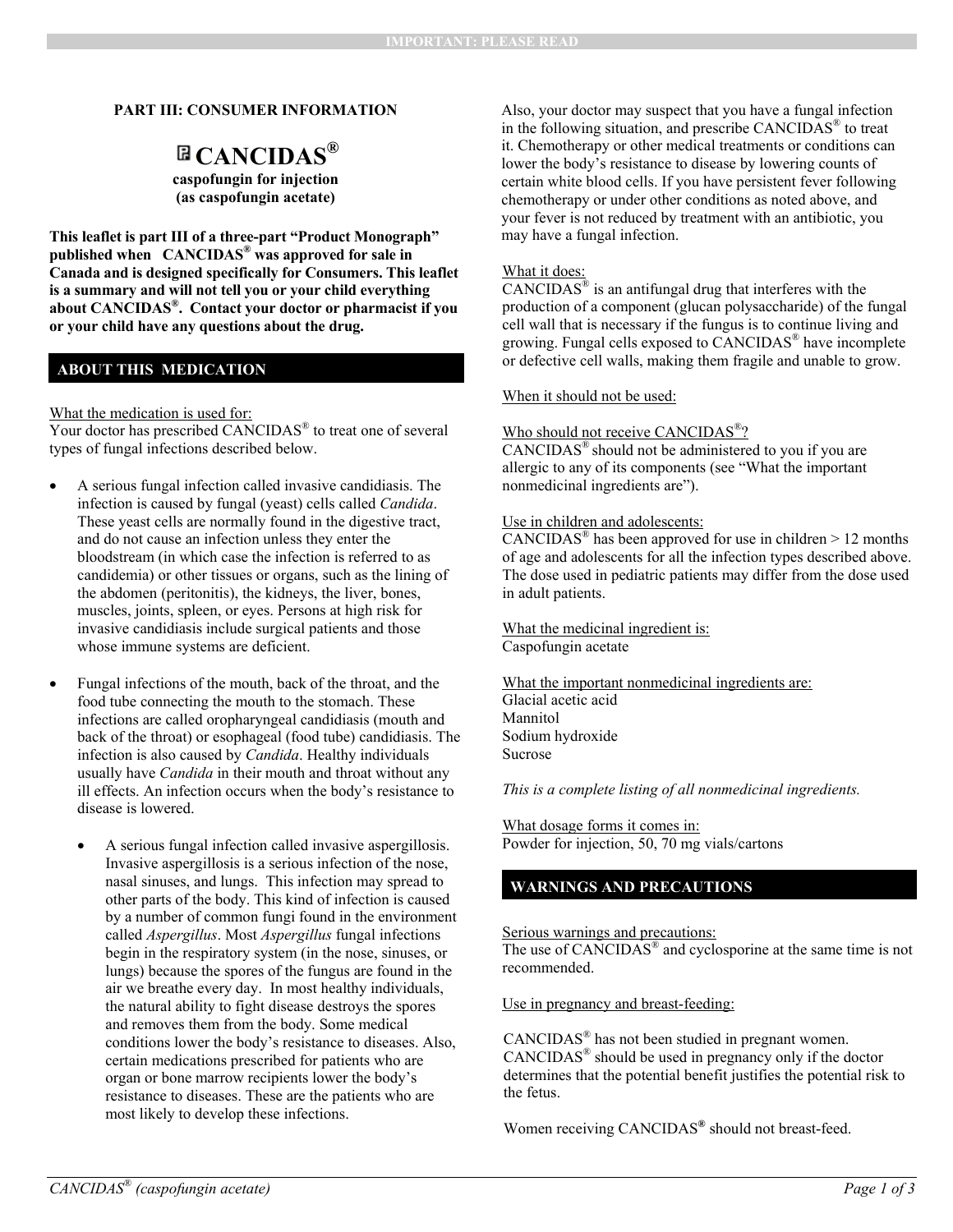## PART III: CONSUMER INFORMATION

# CANCIDAS®

**caspofungin for injection**
**(as caspofungin acetate)**

**This leaflet is part III of a three-part "Product Monograph" published when CANCIDAS® was approved for sale in Canada and is designed specifically for Consumers. This leaflet is a summary and will not tell you or your child everything about CANCIDAS®. Contact your doctor or pharmacist if you or your child have any questions about the drug.**

## ABOUT THIS MEDICATION

What the medication is used for:
Your doctor has prescribed CANCIDAS® to treat one of several types of fungal infections described below.

- A serious fungal infection called invasive candidiasis. The infection is caused by fungal (yeast) cells called *Candida*. These yeast cells are normally found in the digestive tract, and do not cause an infection unless they enter the bloodstream (in which case the infection is referred to as candidemia) or other tissues or organs, such as the lining of the abdomen (peritonitis), the kidneys, the liver, bones, muscles, joints, spleen, or eyes. Persons at high risk for invasive candidiasis include surgical patients and those whose immune systems are deficient.

- Fungal infections of the mouth, back of the throat, and the food tube connecting the mouth to the stomach. These infections are called oropharyngeal candidiasis (mouth and back of the throat) or esophageal (food tube) candidiasis. The infection is also caused by *Candida*. Healthy individuals usually have *Candida* in their mouth and throat without any ill effects. An infection occurs when the body's resistance to disease is lowered.

  - A serious fungal infection called invasive aspergillosis. Invasive aspergillosis is a serious infection of the nose, nasal sinuses, and lungs. This infection may spread to other parts of the body. This kind of infection is caused by a number of common fungi found in the environment called *Aspergillus*. Most *Aspergillus* fungal infections begin in the respiratory system (in the nose, sinuses, or lungs) because the spores of the fungus are found in the air we breathe every day. In most healthy individuals, the natural ability to fight disease destroys the spores and removes them from the body. Some medical conditions lower the body's resistance to diseases. Also, certain medications prescribed for patients who are organ or bone marrow recipients lower the body's resistance to diseases. These are the patients who are most likely to develop these infections.

Also, your doctor may suspect that you have a fungal infection in the following situation, and prescribe CANCIDAS® to treat it. Chemotherapy or other medical treatments or conditions can lower the body's resistance to disease by lowering counts of certain white blood cells. If you have persistent fever following chemotherapy or under other conditions as noted above, and your fever is not reduced by treatment with an antibiotic, you may have a fungal infection.

What it does:
CANCIDAS® is an antifungal drug that interferes with the production of a component (glucan polysaccharide) of the fungal cell wall that is necessary if the fungus is to continue living and growing. Fungal cells exposed to CANCIDAS® have incomplete or defective cell walls, making them fragile and unable to grow.

When it should not be used:

Who should not receive CANCIDAS®?
CANCIDAS® should not be administered to you if you are allergic to any of its components (see "What the important nonmedicinal ingredients are").

Use in children and adolescents:
CANCIDAS® has been approved for use in children > 12 months of age and adolescents for all the infection types described above. The dose used in pediatric patients may differ from the dose used in adult patients.

What the medicinal ingredient is:
Caspofungin acetate

What the important nonmedicinal ingredients are:
Glacial acetic acid
Mannitol
Sodium hydroxide
Sucrose

*This is a complete listing of all nonmedicinal ingredients.*

What dosage forms it comes in:
Powder for injection, 50, 70 mg vials/cartons

## WARNINGS AND PRECAUTIONS

Serious warnings and precautions:
The use of CANCIDAS® and cyclosporine at the same time is not recommended.

Use in pregnancy and breast-feeding:

CANCIDAS® has not been studied in pregnant women. CANCIDAS® should be used in pregnancy only if the doctor determines that the potential benefit justifies the potential risk to the fetus.

Women receiving CANCIDAS® should not breast-feed.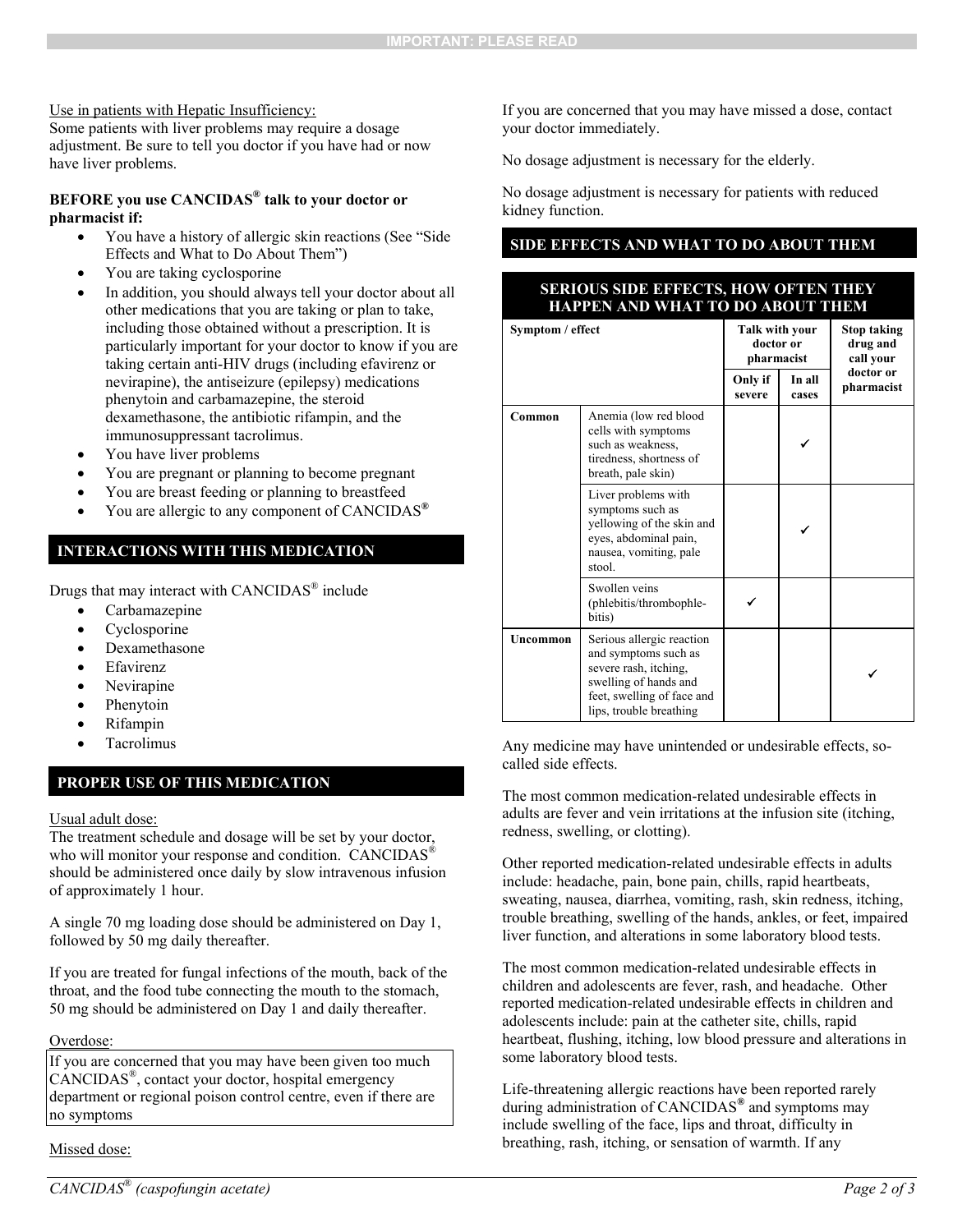Use in patients with Hepatic Insufficiency:
Some patients with liver problems may require a dosage adjustment. Be sure to tell you doctor if you have had or now have liver problems.

**BEFORE you use CANCIDAS® talk to your doctor or pharmacist if:**

- You have a history of allergic skin reactions (See "Side Effects and What to Do About Them")
- You are taking cyclosporine
- In addition, you should always tell your doctor about all other medications that you are taking or plan to take, including those obtained without a prescription. It is particularly important for your doctor to know if you are taking certain anti-HIV drugs (including efavirenz or nevirapine), the antiseizure (epilepsy) medications phenytoin and carbamazepine, the steroid dexamethasone, the antibiotic rifampin, and the immunosuppressant tacrolimus.
- You have liver problems
- You are pregnant or planning to become pregnant
- You are breast feeding or planning to breastfeed
- You are allergic to any component of CANCIDAS®

## INTERACTIONS WITH THIS MEDICATION

Drugs that may interact with CANCIDAS® include

- Carbamazepine
- Cyclosporine
- Dexamethasone
- Efavirenz
- Nevirapine
- Phenytoin
- Rifampin
- Tacrolimus

## PROPER USE OF THIS MEDICATION

Usual adult dose:
The treatment schedule and dosage will be set by your doctor, who will monitor your response and condition. CANCIDAS® should be administered once daily by slow intravenous infusion of approximately 1 hour.

A single 70 mg loading dose should be administered on Day 1, followed by 50 mg daily thereafter.

If you are treated for fungal infections of the mouth, back of the throat, and the food tube connecting the mouth to the stomach, 50 mg should be administered on Day 1 and daily thereafter.

Overdose:

If you are concerned that you may have been given too much CANCIDAS®, contact your doctor, hospital emergency department or regional poison control centre, even if there are no symptoms

Missed dose:

If you are concerned that you may have missed a dose, contact your doctor immediately.

No dosage adjustment is necessary for the elderly.

No dosage adjustment is necessary for patients with reduced kidney function.

## SIDE EFFECTS AND WHAT TO DO ABOUT THEM

| SERIOUS SIDE EFFECTS, HOW OFTEN THEY HAPPEN AND WHAT TO DO ABOUT THEM | | | | |
|---|---|---|---|---|
| **Symptom / effect** | | **Talk with your doctor or pharmacist** | | **Stop taking drug and call your doctor or pharmacist** |
| | | **Only if severe** | **In all cases** | |
| **Common** | Anemia (low red blood cells with symptoms such as weakness, tiredness, shortness of breath, pale skin) | | ✓ | |
| | Liver problems with symptoms such as yellowing of the skin and eyes, abdominal pain, nausea, vomiting, pale stool. | | ✓ | |
| | Swollen veins (phlebitis/thrombophlebitis) | ✓ | | |
| **Uncommon** | Serious allergic reaction and symptoms such as severe rash, itching, swelling of hands and feet, swelling of face and lips, trouble breathing | | | ✓ |

Any medicine may have unintended or undesirable effects, so-called side effects.

The most common medication-related undesirable effects in adults are fever and vein irritations at the infusion site (itching, redness, swelling, or clotting).

Other reported medication-related undesirable effects in adults include: headache, pain, bone pain, chills, rapid heartbeats, sweating, nausea, diarrhea, vomiting, rash, skin redness, itching, trouble breathing, swelling of the hands, ankles, or feet, impaired liver function, and alterations in some laboratory blood tests.

The most common medication-related undesirable effects in children and adolescents are fever, rash, and headache. Other reported medication-related undesirable effects in children and adolescents include: pain at the catheter site, chills, rapid heartbeat, flushing, itching, low blood pressure and alterations in some laboratory blood tests.

Life-threatening allergic reactions have been reported rarely during administration of CANCIDAS® and symptoms may include swelling of the face, lips and throat, difficulty in breathing, rash, itching, or sensation of warmth. If any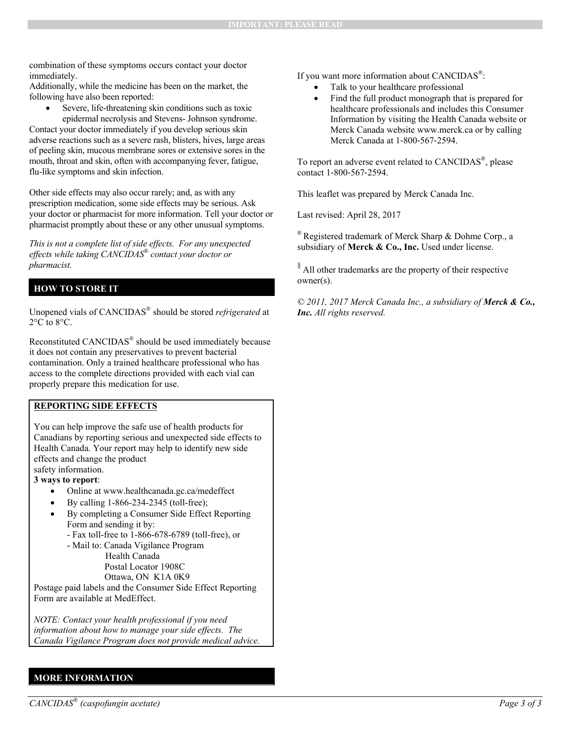combination of these symptoms occurs contact your doctor immediately.
Additionally, while the medicine has been on the market, the following have also been reported:

- Severe, life-threatening skin conditions such as toxic epidermal necrolysis and Stevens- Johnson syndrome.

Contact your doctor immediately if you develop serious skin adverse reactions such as a severe rash, blisters, hives, large areas of peeling skin, mucous membrane sores or extensive sores in the mouth, throat and skin, often with accompanying fever, fatigue, flu-like symptoms and skin infection.

Other side effects may also occur rarely; and, as with any prescription medication, some side effects may be serious. Ask your doctor or pharmacist for more information. Tell your doctor or pharmacist promptly about these or any other unusual symptoms.

*This is not a complete list of side effects. For any unexpected effects while taking CANCIDAS® contact your doctor or pharmacist.*

## HOW TO STORE IT

Unopened vials of CANCIDAS® should be stored *refrigerated* at 2°C to 8°C.

Reconstituted CANCIDAS® should be used immediately because it does not contain any preservatives to prevent bacterial contamination. Only a trained healthcare professional who has access to the complete directions provided with each vial can properly prepare this medication for use.

**REPORTING SIDE EFFECTS**

You can help improve the safe use of health products for Canadians by reporting serious and unexpected side effects to Health Canada. Your report may help to identify new side effects and change the product safety information.

**3 ways to report**:

- Online at www.healthcanada.gc.ca/medeffect
- By calling 1-866-234-2345 (toll-free);
- By completing a Consumer Side Effect Reporting Form and sending it by:
  - Fax toll-free to 1-866-678-6789 (toll-free), or
  - Mail to: Canada Vigilance Program
    Health Canada
    Postal Locator 1908C
    Ottawa, ON K1A 0K9

Postage paid labels and the Consumer Side Effect Reporting Form are available at MedEffect.

*NOTE: Contact your health professional if you need information about how to manage your side effects. The Canada Vigilance Program does not provide medical advice.*

## MORE INFORMATION

If you want more information about CANCIDAS®:

- Talk to your healthcare professional
- Find the full product monograph that is prepared for healthcare professionals and includes this Consumer Information by visiting the Health Canada website or Merck Canada website www.merck.ca or by calling Merck Canada at 1-800-567-2594.

To report an adverse event related to CANCIDAS®, please contact 1-800-567-2594.

This leaflet was prepared by Merck Canada Inc.

Last revised: April 28, 2017

® Registered trademark of Merck Sharp & Dohme Corp., a subsidiary of **Merck & Co., Inc.** Used under license.

§ All other trademarks are the property of their respective owner(s).

*© 2011, 2017 Merck Canada Inc., a subsidiary of **Merck & Co., Inc.** All rights reserved.*